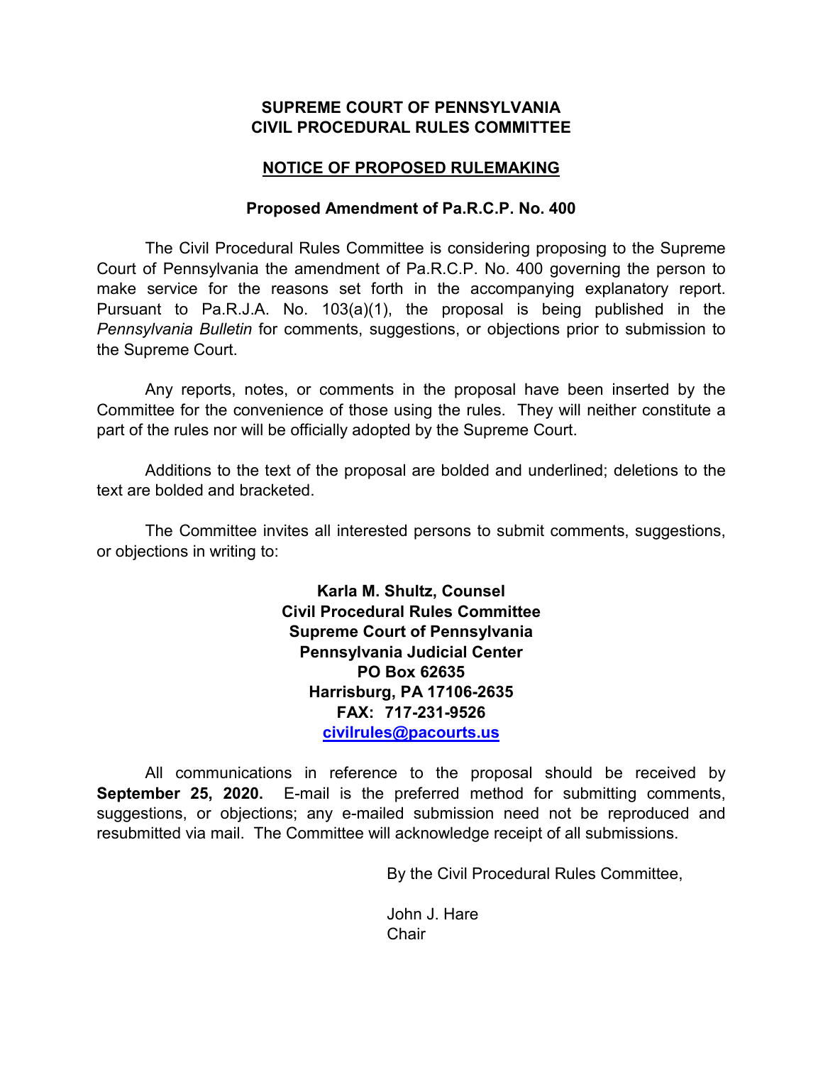**SUPREME COURT OF PENNSYLVANIA**
**CIVIL PROCEDURAL RULES COMMITTEE**

**NOTICE OF PROPOSED RULEMAKING**

**Proposed Amendment of Pa.R.C.P. No. 400**

The Civil Procedural Rules Committee is considering proposing to the Supreme Court of Pennsylvania the amendment of Pa.R.C.P. No. 400 governing the person to make service for the reasons set forth in the accompanying explanatory report. Pursuant to Pa.R.J.A. No. 103(a)(1), the proposal is being published in the *Pennsylvania Bulletin* for comments, suggestions, or objections prior to submission to the Supreme Court.

Any reports, notes, or comments in the proposal have been inserted by the Committee for the convenience of those using the rules. They will neither constitute a part of the rules nor will be officially adopted by the Supreme Court.

Additions to the text of the proposal are bolded and underlined; deletions to the text are bolded and bracketed.

The Committee invites all interested persons to submit comments, suggestions, or objections in writing to:

**Karla M. Shultz, Counsel**
**Civil Procedural Rules Committee**
**Supreme Court of Pennsylvania**
**Pennsylvania Judicial Center**
**PO Box 62635**
**Harrisburg, PA 17106-2635**
**FAX: 717-231-9526**
**civilrules@pacourts.us**

All communications in reference to the proposal should be received by **September 25, 2020.** E-mail is the preferred method for submitting comments, suggestions, or objections; any e-mailed submission need not be reproduced and resubmitted via mail. The Committee will acknowledge receipt of all submissions.

By the Civil Procedural Rules Committee,

John J. Hare
Chair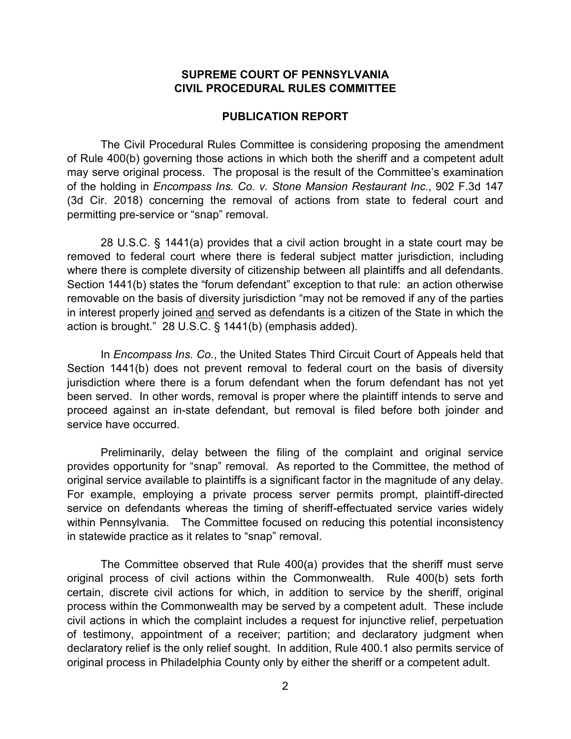**SUPREME COURT OF PENNSYLVANIA**
**CIVIL PROCEDURAL RULES COMMITTEE**

**PUBLICATION REPORT**

The Civil Procedural Rules Committee is considering proposing the amendment of Rule 400(b) governing those actions in which both the sheriff and a competent adult may serve original process. The proposal is the result of the Committee's examination of the holding in *Encompass Ins. Co. v. Stone Mansion Restaurant Inc.*, 902 F.3d 147 (3d Cir. 2018) concerning the removal of actions from state to federal court and permitting pre-service or "snap" removal.

28 U.S.C. § 1441(a) provides that a civil action brought in a state court may be removed to federal court where there is federal subject matter jurisdiction, including where there is complete diversity of citizenship between all plaintiffs and all defendants. Section 1441(b) states the "forum defendant" exception to that rule: an action otherwise removable on the basis of diversity jurisdiction "may not be removed if any of the parties in interest properly joined <u>and</u> served as defendants is a citizen of the State in which the action is brought." 28 U.S.C. § 1441(b) (emphasis added).

In *Encompass Ins. Co.*, the United States Third Circuit Court of Appeals held that Section 1441(b) does not prevent removal to federal court on the basis of diversity jurisdiction where there is a forum defendant when the forum defendant has not yet been served. In other words, removal is proper where the plaintiff intends to serve and proceed against an in-state defendant, but removal is filed before both joinder and service have occurred.

Preliminarily, delay between the filing of the complaint and original service provides opportunity for "snap" removal. As reported to the Committee, the method of original service available to plaintiffs is a significant factor in the magnitude of any delay. For example, employing a private process server permits prompt, plaintiff-directed service on defendants whereas the timing of sheriff-effectuated service varies widely within Pennsylvania. The Committee focused on reducing this potential inconsistency in statewide practice as it relates to "snap" removal.

The Committee observed that Rule 400(a) provides that the sheriff must serve original process of civil actions within the Commonwealth. Rule 400(b) sets forth certain, discrete civil actions for which, in addition to service by the sheriff, original process within the Commonwealth may be served by a competent adult. These include civil actions in which the complaint includes a request for injunctive relief, perpetuation of testimony, appointment of a receiver; partition; and declaratory judgment when declaratory relief is the only relief sought. In addition, Rule 400.1 also permits service of original process in Philadelphia County only by either the sheriff or a competent adult.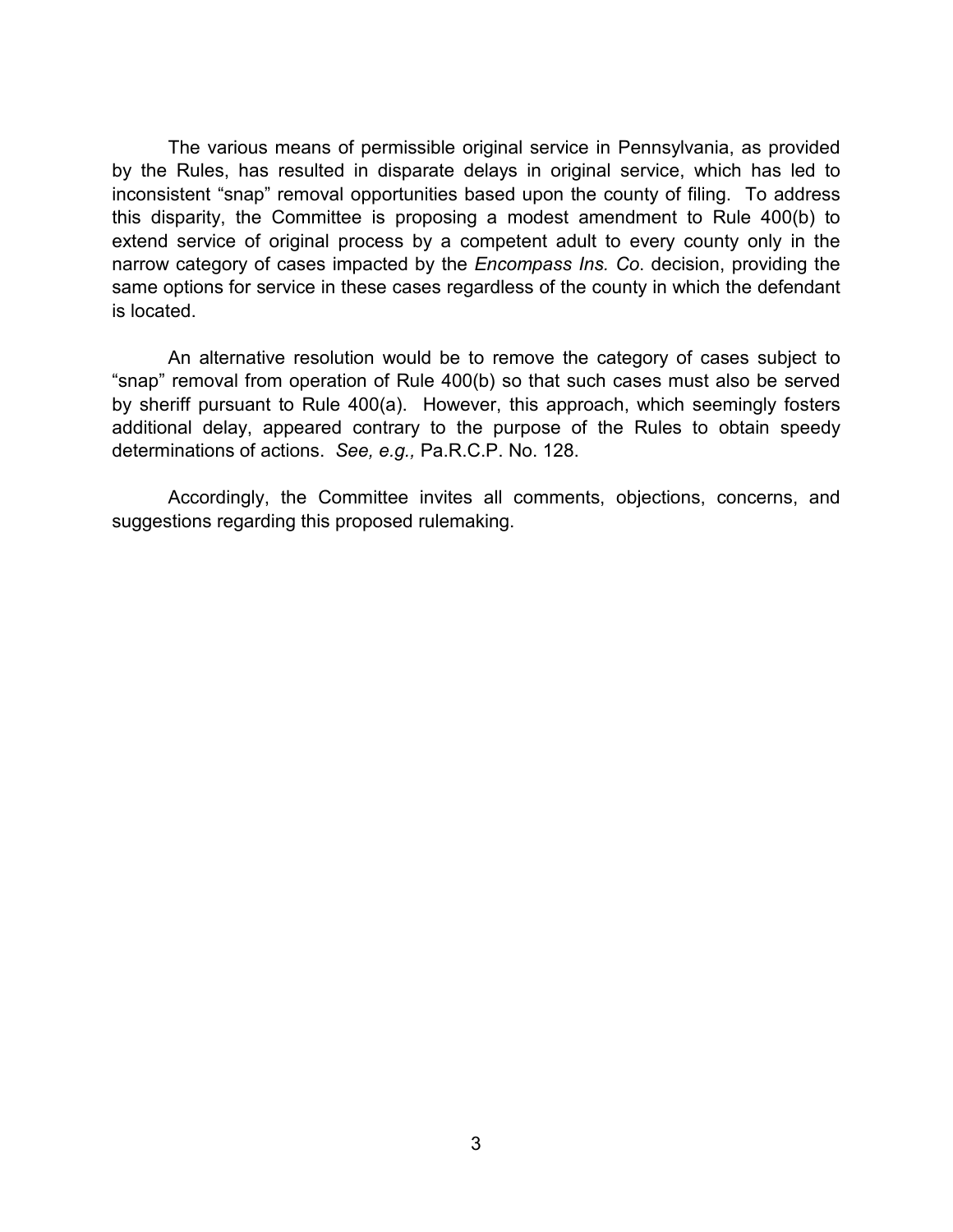The various means of permissible original service in Pennsylvania, as provided by the Rules, has resulted in disparate delays in original service, which has led to inconsistent "snap" removal opportunities based upon the county of filing. To address this disparity, the Committee is proposing a modest amendment to Rule 400(b) to extend service of original process by a competent adult to every county only in the narrow category of cases impacted by the *Encompass Ins. Co*. decision, providing the same options for service in these cases regardless of the county in which the defendant is located.

An alternative resolution would be to remove the category of cases subject to "snap" removal from operation of Rule 400(b) so that such cases must also be served by sheriff pursuant to Rule 400(a). However, this approach, which seemingly fosters additional delay, appeared contrary to the purpose of the Rules to obtain speedy determinations of actions. *See, e.g.,* Pa.R.C.P. No. 128.

Accordingly, the Committee invites all comments, objections, concerns, and suggestions regarding this proposed rulemaking.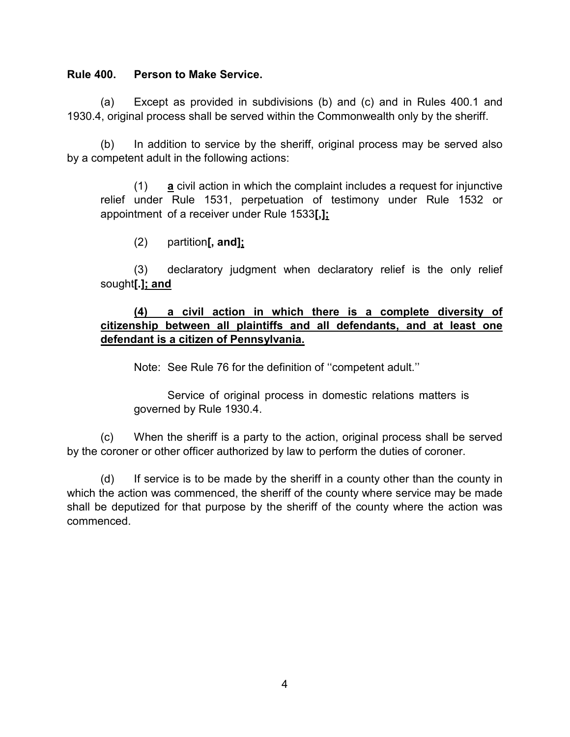**Rule 400. Person to Make Service.**

(a) Except as provided in subdivisions (b) and (c) and in Rules 400.1 and 1930.4, original process shall be served within the Commonwealth only by the sheriff.

(b) In addition to service by the sheriff, original process may be served also by a competent adult in the following actions:

> (1) **a** civil action in which the complaint includes a request for injunctive relief under Rule 1531, perpetuation of testimony under Rule 1532 or appointment of a receiver under Rule 1533**[,];**
>
> (2) partition**[, and];**
>
> (3) declaratory judgment when declaratory relief is the only relief sought**[.]; and**
>
> **(4) a civil action in which there is a complete diversity of citizenship between all plaintiffs and all defendants, and at least one defendant is a citizen of Pennsylvania.**

Note: See Rule 76 for the definition of ''competent adult.''

Service of original process in domestic relations matters is governed by Rule 1930.4.

(c) When the sheriff is a party to the action, original process shall be served by the coroner or other officer authorized by law to perform the duties of coroner.

(d) If service is to be made by the sheriff in a county other than the county in which the action was commenced, the sheriff of the county where service may be made shall be deputized for that purpose by the sheriff of the county where the action was commenced.